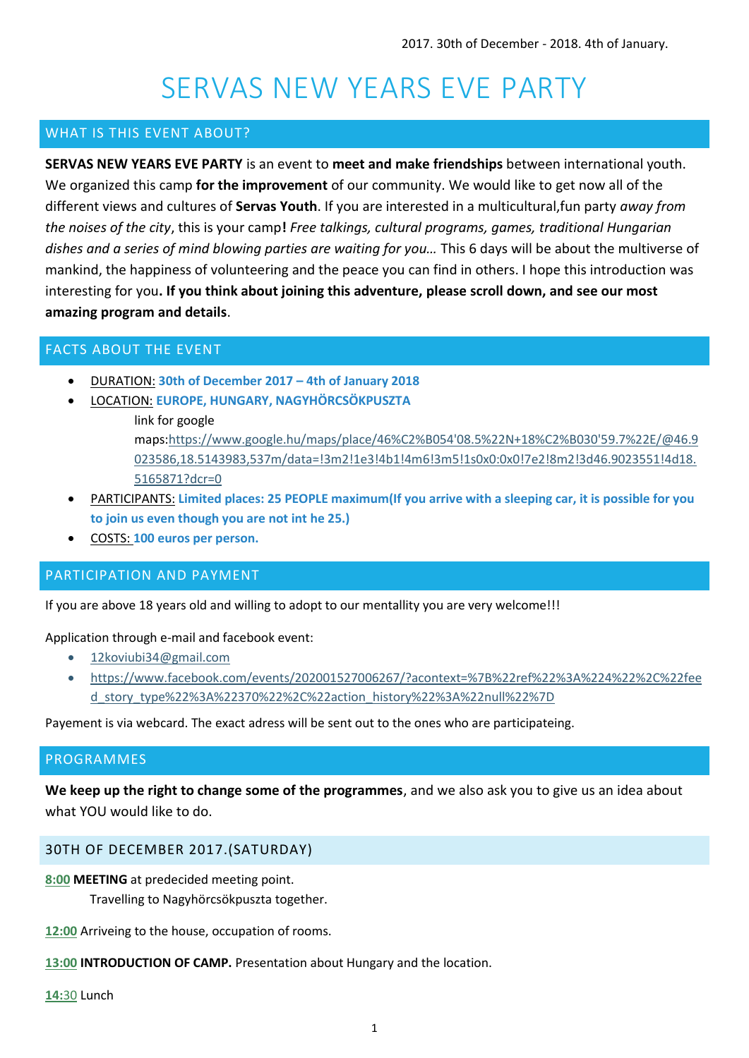2017. 30th of December - 2018. 4th of January.

# SERVAS NEW YEARS EVE PARTY

## WHAT IS THIS EVENT ABOUT?

**SERVAS NEW YEARS EVE PARTY** is an event to **meet and make friendships** between international youth. We organized this camp **for the improvement** of our community. We would like to get now all of the different views and cultures of **Servas Youth**. If you are interested in a multicultural,fun party *away from the noises of the city*, this is your camp**!** *Free talkings, cultural programs, games, traditional Hungarian dishes and a series of mind blowing parties are waiting for you…* This 6 days will be about the multiverse of mankind, the happiness of volunteering and the peace you can find in others. I hope this introduction was interesting for you**. If you think about joining this adventure, please scroll down, and see our most amazing program and details**.

## FACTS ABOUT THE EVENT

- DURATION: **30th of December 2017 – 4th of January 2018**
- LOCATION: **EUROPE, HUNGARY, NAGYHÖRCSÖKPUSZTA**
  
  link for google maps:https://www.google.hu/maps/place/46%C2%B054'08.5%22N+18%C2%B030'59.7%22E/@46.9023586,18.5143983,537m/data=!3m2!1e3!4b1!4m6!3m5!1s0x0:0x0!7e2!8m2!3d46.9023551!4d18.5165871?dcr=0
- PARTICIPANTS: **Limited places: 25 PEOPLE maximum(If you arrive with a sleeping car, it is possible for you to join us even though you are not int he 25.)**
- COSTS: **100 euros per person.**

## PARTICIPATION AND PAYMENT

If you are above 18 years old and willing to adopt to our mentallity you are very welcome!!!

Application through e-mail and facebook event:

- 12koviubi34@gmail.com
- https://www.facebook.com/events/202001527006267/?acontext=%7B%22ref%22%3A%224%22%2C%22feed_story_type%22%3A%22370%22%2C%22action_history%22%3A%22null%22%7D

Payement is via webcard. The exact adress will be sent out to the ones who are participateing.

## PROGRAMMES

**We keep up the right to change some of the programmes**, and we also ask you to give us an idea about what YOU would like to do.

### 30TH OF DECEMBER 2017.(SATURDAY)

**8:00** **MEETING** at predecided meeting point.
Travelling to Nagyhörcsökpuszta together.

**12:00** Arriveing to the house, occupation of rooms.

**13:00** **INTRODUCTION OF CAMP.** Presentation about Hungary and the location.

**14:**30 Lunch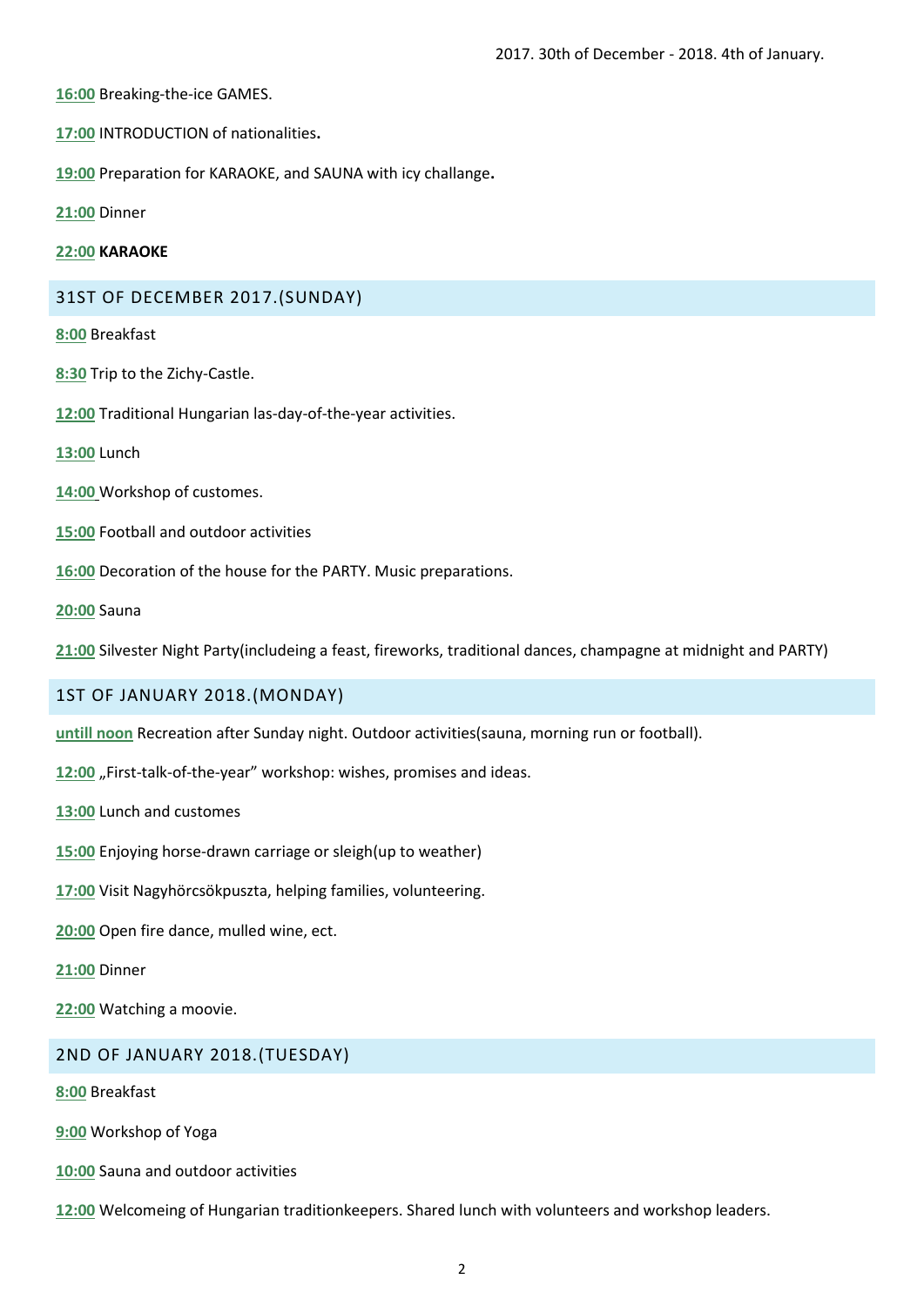2017. 30th of December - 2018. 4th of January.

**16:00** Breaking-the-ice GAMES.

**17:00** INTRODUCTION of nationalities**.**

**19:00** Preparation for KARAOKE, and SAUNA with icy challange**.**

**21:00** Dinner

**22:00** **KARAOKE**

## 31ST OF DECEMBER 2017.(SUNDAY)

**8:00** Breakfast

**8:30** Trip to the Zichy-Castle.

**12:00** Traditional Hungarian las-day-of-the-year activities.

**13:00** Lunch

**14:00** Workshop of customes.

**15:00** Football and outdoor activities

**16:00** Decoration of the house for the PARTY. Music preparations.

**20:00** Sauna

**21:00** Silvester Night Party(includeing a feast, fireworks, traditional dances, champagne at midnight and PARTY)

## 1ST OF JANUARY 2018.(MONDAY)

**untill noon** Recreation after Sunday night. Outdoor activities(sauna, morning run or football).

**12:00** „First-talk-of-the-year" workshop: wishes, promises and ideas.

**13:00** Lunch and customes

**15:00** Enjoying horse-drawn carriage or sleigh(up to weather)

**17:00** Visit Nagyhörcsökpuszta, helping families, volunteering.

**20:00** Open fire dance, mulled wine, ect.

**21:00** Dinner

**22:00** Watching a moovie.

## 2ND OF JANUARY 2018.(TUESDAY)

**8:00** Breakfast

**9:00** Workshop of Yoga

**10:00** Sauna and outdoor activities

**12:00** Welcomeing of Hungarian traditionkeepers. Shared lunch with volunteers and workshop leaders.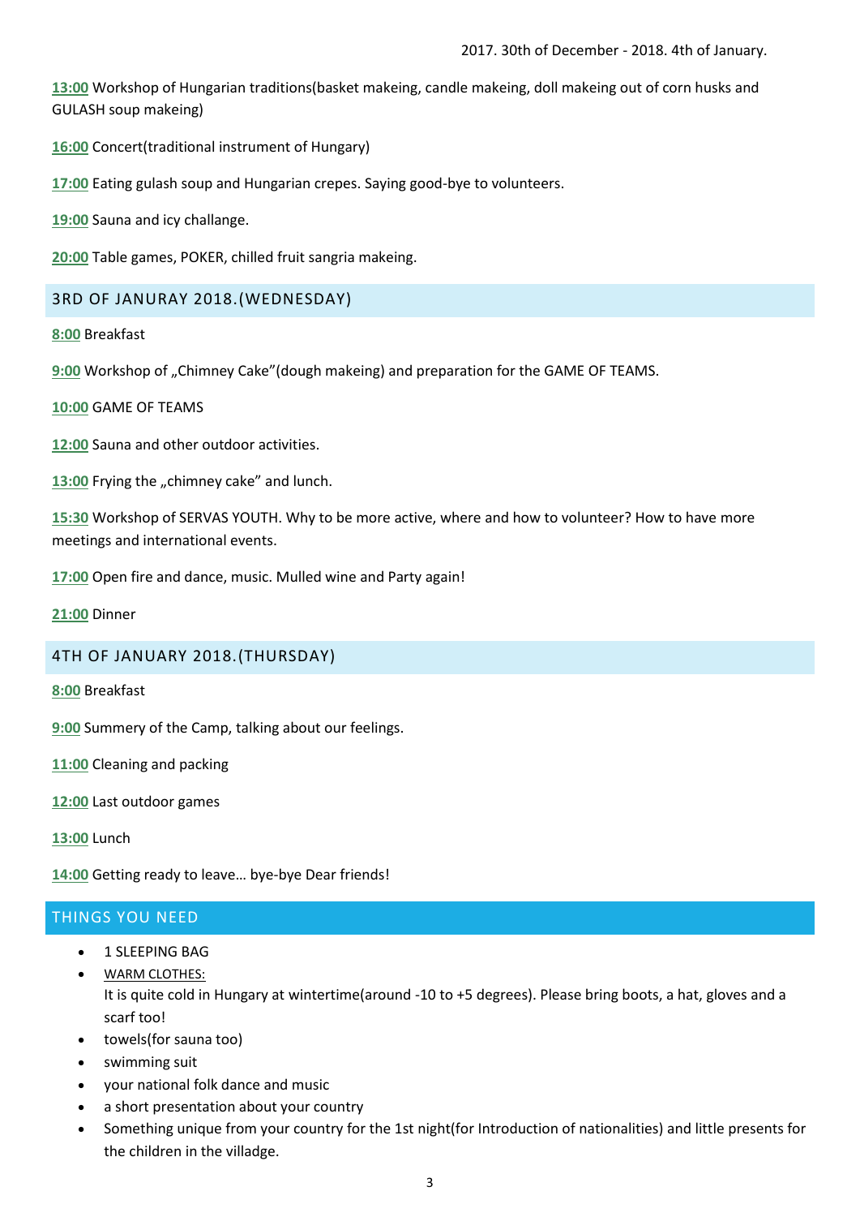2017. 30th of December - 2018. 4th of January.

**13:00** Workshop of Hungarian traditions(basket makeing, candle makeing, doll makeing out of corn husks and GULASH soup makeing)

**16:00** Concert(traditional instrument of Hungary)

**17:00** Eating gulash soup and Hungarian crepes. Saying good-bye to volunteers.

**19:00** Sauna and icy challange.

**20:00** Table games, POKER, chilled fruit sangria makeing.

## 3RD OF JANURAY 2018.(WEDNESDAY)

**8:00** Breakfast

**9:00** Workshop of „Chimney Cake"(dough makeing) and preparation for the GAME OF TEAMS.

**10:00** GAME OF TEAMS

**12:00** Sauna and other outdoor activities.

**13:00** Frying the „chimney cake" and lunch.

**15:30** Workshop of SERVAS YOUTH. Why to be more active, where and how to volunteer? How to have more meetings and international events.

**17:00** Open fire and dance, music. Mulled wine and Party again!

**21:00** Dinner

## 4TH OF JANUARY 2018.(THURSDAY)

**8:00** Breakfast

**9:00** Summery of the Camp, talking about our feelings.

**11:00** Cleaning and packing

**12:00** Last outdoor games

**13:00** Lunch

**14:00** Getting ready to leave… bye-bye Dear friends!

## THINGS YOU NEED

- 1 SLEEPING BAG
- WARM CLOTHES:
  It is quite cold in Hungary at wintertime(around -10 to +5 degrees). Please bring boots, a hat, gloves and a scarf too!
- towels(for sauna too)
- swimming suit
- your national folk dance and music
- a short presentation about your country
- Something unique from your country for the 1st night(for Introduction of nationalities) and little presents for the children in the villadge.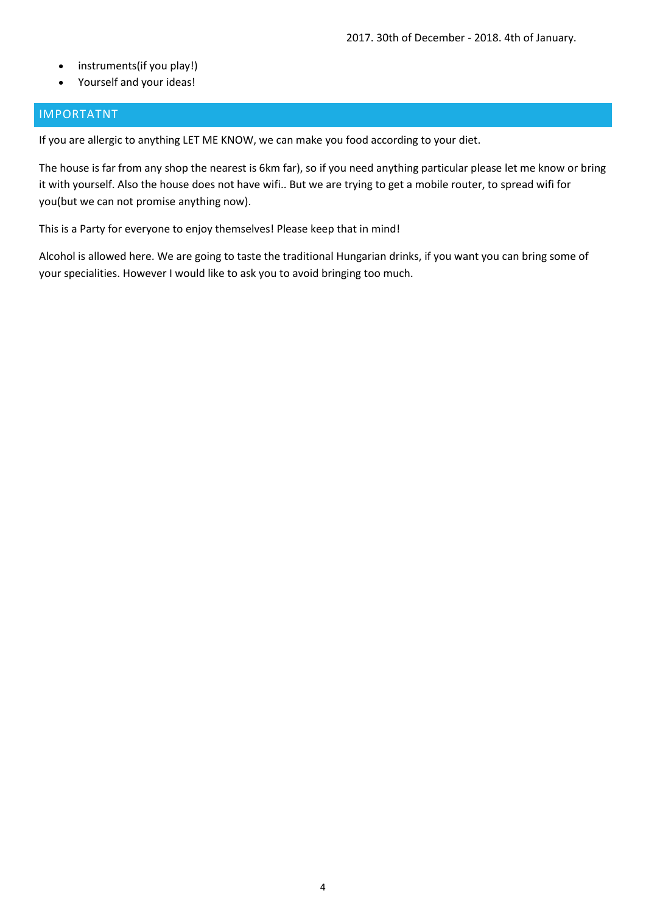- instruments(if you play!)
- Yourself and your ideas!

## IMPORTATNT

If you are allergic to anything LET ME KNOW, we can make you food according to your diet.

The house is far from any shop the nearest is 6km far), so if you need anything particular please let me know or bring it with yourself. Also the house does not have wifi.. But we are trying to get a mobile router, to spread wifi for you(but we can not promise anything now).

This is a Party for everyone to enjoy themselves! Please keep that in mind!

Alcohol is allowed here. We are going to taste the traditional Hungarian drinks, if you want you can bring some of your specialities. However I would like to ask you to avoid bringing too much.